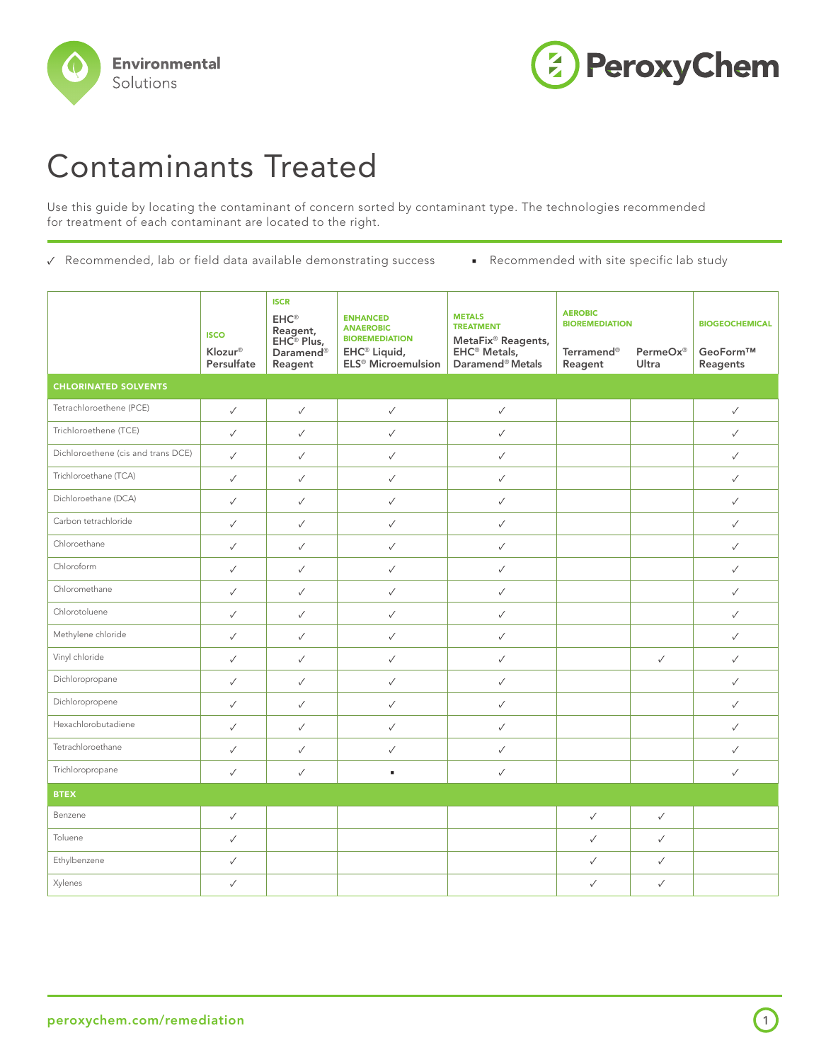# Contaminants Treated

Use this guide by locating the contaminant of concern sorted by contaminant type. The technologies recommended for treatment of each contaminant are located to the right.

✓ Recommended, lab or field data available demonstrating success ▪ Recommended with site specific lab study

| | ISCO | ISCR | ENHANCED ANAEROBIC BIOREMEDIATION | METALS TREATMENT | AEROBIC BIOREMEDIATION | | BIOGEOCHEMICAL |
|---|---|---|---|---|---|---|---|
| | Klozur® Persulfate | EHC® Reagent, EHC® Plus, Daramend® Reagent | EHC® Liquid, ELS® Microemulsion | MetaFix® Reagents, EHC® Metals, Daramend® Metals | Terramend® Reagent | PermeOx® Ultra | GeoForm™ Reagents |
| **CHLORINATED SOLVENTS** | | | | | | | |
| Tetrachloroethene (PCE) | ✓ | ✓ | ✓ | ✓ | | | ✓ |
| Trichloroethene (TCE) | ✓ | ✓ | ✓ | ✓ | | | ✓ |
| Dichloroethene (cis and trans DCE) | ✓ | ✓ | ✓ | ✓ | | | ✓ |
| Trichloroethane (TCA) | ✓ | ✓ | ✓ | ✓ | | | ✓ |
| Dichloroethane (DCA) | ✓ | ✓ | ✓ | ✓ | | | ✓ |
| Carbon tetrachloride | ✓ | ✓ | ✓ | ✓ | | | ✓ |
| Chloroethane | ✓ | ✓ | ✓ | ✓ | | | ✓ |
| Chloroform | ✓ | ✓ | ✓ | ✓ | | | ✓ |
| Chloromethane | ✓ | ✓ | ✓ | ✓ | | | ✓ |
| Chlorotoluene | ✓ | ✓ | ✓ | ✓ | | | ✓ |
| Methylene chloride | ✓ | ✓ | ✓ | ✓ | | | ✓ |
| Vinyl chloride | ✓ | ✓ | ✓ | ✓ | | ✓ | ✓ |
| Dichloropropane | ✓ | ✓ | ✓ | ✓ | | | ✓ |
| Dichloropropene | ✓ | ✓ | ✓ | ✓ | | | ✓ |
| Hexachlorobutadiene | ✓ | ✓ | ✓ | ✓ | | | ✓ |
| Tetrachloroethane | ✓ | ✓ | ✓ | ✓ | | | ✓ |
| Trichloropropane | ✓ | ✓ | ▪ | ✓ | | | ✓ |
| **BTEX** | | | | | | | |
| Benzene | ✓ | | | | ✓ | ✓ | |
| Toluene | ✓ | | | | ✓ | ✓ | |
| Ethylbenzene | ✓ | | | | ✓ | ✓ | |
| Xylenes | ✓ | | | | ✓ | ✓ | |

peroxychem.com/remediation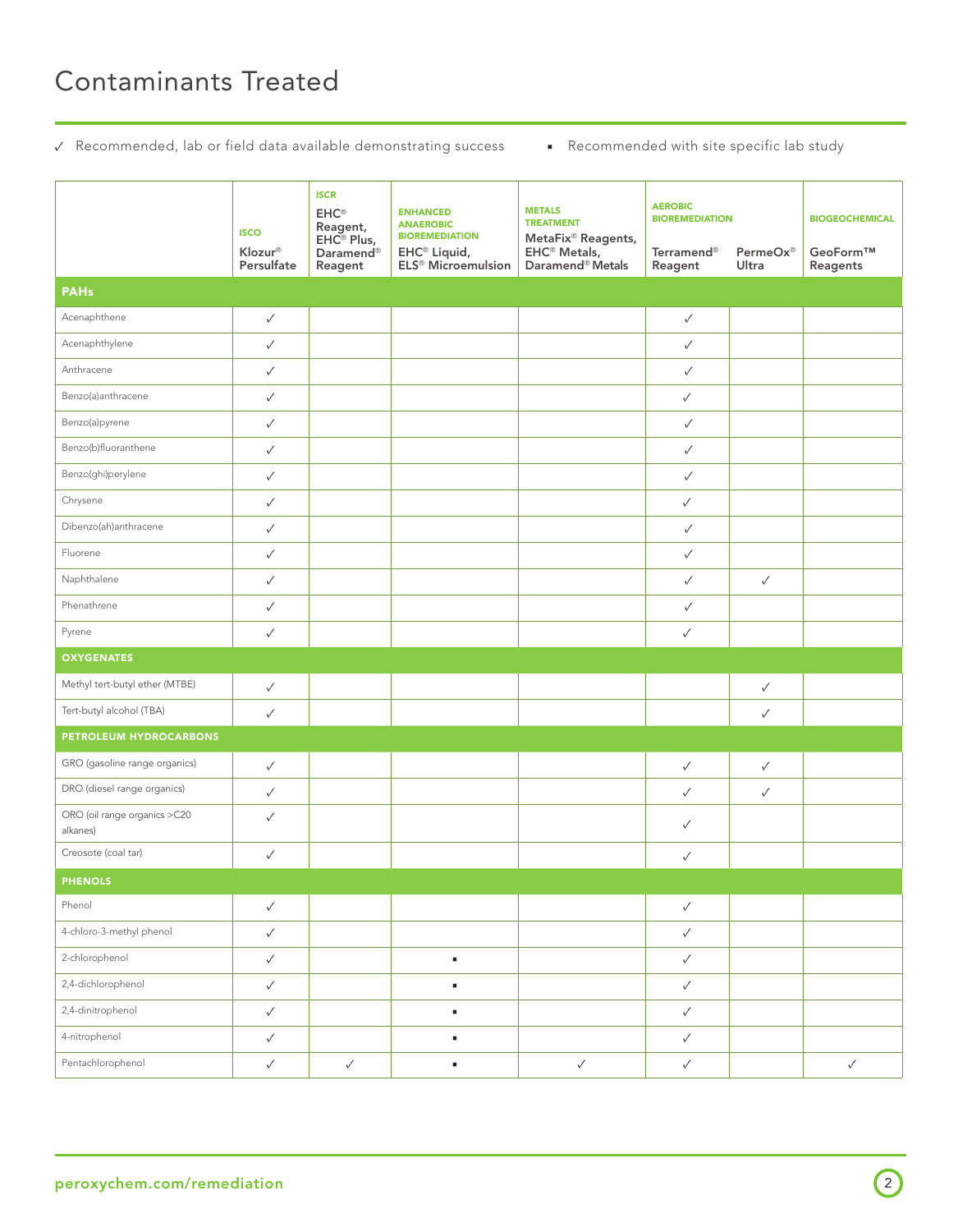# Contaminants Treated

✓ Recommended, lab or field data available demonstrating success

▪ Recommended with site specific lab study

| | ISCO | ISCR | ENHANCED ANAEROBIC BIOREMEDIATION | METALS TREATMENT | AEROBIC BIOREMEDIATION | | BIOGEOCHEMICAL |
|---|---|---|---|---|---|---|---|
| | Klozur® Persulfate | EHC® Reagent, EHC® Plus, Daramend® Reagent | EHC® Liquid, ELS® Microemulsion | MetaFix® Reagents, EHC® Metals, Daramend® Metals | Terramend® Reagent | PermeOx® Ultra | GeoForm™ Reagents |
| **PAHs** | | | | | | | |
| Acenaphthene | ✓ | | | | ✓ | | |
| Acenaphthylene | ✓ | | | | ✓ | | |
| Anthracene | ✓ | | | | ✓ | | |
| Benzo(a)anthracene | ✓ | | | | ✓ | | |
| Benzo(a)pyrene | ✓ | | | | ✓ | | |
| Benzo(b)fluoranthene | ✓ | | | | ✓ | | |
| Benzo(ghi)perylene | ✓ | | | | ✓ | | |
| Chrysene | ✓ | | | | ✓ | | |
| Dibenzo(ah)anthracene | ✓ | | | | ✓ | | |
| Fluorene | ✓ | | | | ✓ | | |
| Naphthalene | ✓ | | | | ✓ | ✓ | |
| Phenathrene | ✓ | | | | ✓ | | |
| Pyrene | ✓ | | | | ✓ | | |
| **OXYGENATES** | | | | | | | |
| Methyl tert-butyl ether (MTBE) | ✓ | | | | | ✓ | |
| Tert-butyl alcohol (TBA) | ✓ | | | | | ✓ | |
| **PETROLEUM HYDROCARBONS** | | | | | | | |
| GRO (gasoline range organics) | ✓ | | | | ✓ | ✓ | |
| DRO (diesel range organics) | ✓ | | | | ✓ | ✓ | |
| ORO (oil range organics >C20 alkanes) | ✓ | | | | ✓ | | |
| Creosote (coal tar) | ✓ | | | | ✓ | | |
| **PHENOLS** | | | | | | | |
| Phenol | ✓ | | | | ✓ | | |
| 4-chloro-3-methyl phenol | ✓ | | | | ✓ | | |
| 2-chlorophenol | ✓ | | ▪ | | ✓ | | |
| 2,4-dichlorophenol | ✓ | | ▪ | | ✓ | | |
| 2,4-dinitrophenol | ✓ | | ▪ | | ✓ | | |
| 4-nitrophenol | ✓ | | ▪ | | ✓ | | |
| Pentachlorophenol | ✓ | ✓ | ▪ | ✓ | ✓ | | ✓ |

peroxychem.com/remediation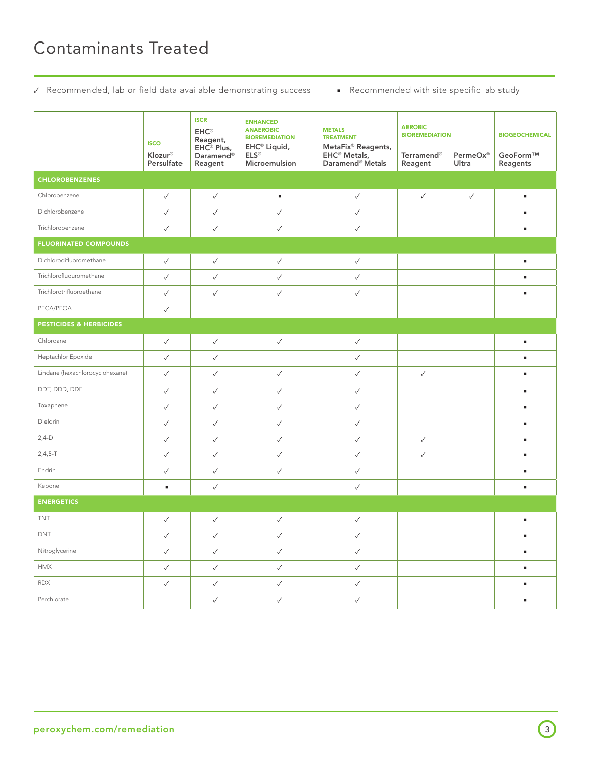# Contaminants Treated

✓ Recommended, lab or field data available demonstrating success ▪ Recommended with site specific lab study

| | ISCO | ISCR | ENHANCED ANAEROBIC BIOREMEDIATION | METALS TREATMENT | AEROBIC BIOREMEDIATION | | BIOGEOCHEMICAL |
|---|---|---|---|---|---|---|---|
| | Klozur® Persulfate | EHC® Reagent, EHC® Plus, Daramend® Reagent | EHC® Liquid, ELS® Microemulsion | MetaFix® Reagents, EHC® Metals, Daramend® Metals | Terramend® Reagent | PermeOx® Ultra | GeoForm™ Reagents |
| **CHLOROBENZENES** | | | | | | | |
| Chlorobenzene | ✓ | ✓ | ▪ | ✓ | ✓ | ✓ | ▪ |
| Dichlorobenzene | ✓ | ✓ | ✓ | ✓ | | | ▪ |
| Trichlorobenzene | ✓ | ✓ | ✓ | ✓ | | | ▪ |
| **FLUORINATED COMPOUNDS** | | | | | | | |
| Dichlorodifluoromethane | ✓ | ✓ | ✓ | ✓ | | | ▪ |
| Trichlorofluouromethane | ✓ | ✓ | ✓ | ✓ | | | ▪ |
| Trichlorotrifluoroethane | ✓ | ✓ | ✓ | ✓ | | | ▪ |
| PFCA/PFOA | ✓ | | | | | | |
| **PESTICIDES & HERBICIDES** | | | | | | | |
| Chlordane | ✓ | ✓ | ✓ | ✓ | | | ▪ |
| Heptachlor Epoxide | ✓ | ✓ | | ✓ | | | ▪ |
| Lindane (hexachlorocyclohexane) | ✓ | ✓ | ✓ | ✓ | ✓ | | ▪ |
| DDT, DDD, DDE | ✓ | ✓ | ✓ | ✓ | | | ▪ |
| Toxaphene | ✓ | ✓ | ✓ | ✓ | | | ▪ |
| Dieldrin | ✓ | ✓ | ✓ | ✓ | | | ▪ |
| 2,4-D | ✓ | ✓ | ✓ | ✓ | ✓ | | ▪ |
| 2,4,5-T | ✓ | ✓ | ✓ | ✓ | ✓ | | ▪ |
| Endrin | ✓ | ✓ | ✓ | ✓ | | | ▪ |
| Kepone | ▪ | ✓ | | ✓ | | | ▪ |
| **ENERGETICS** | | | | | | | |
| TNT | ✓ | ✓ | ✓ | ✓ | | | ▪ |
| DNT | ✓ | ✓ | ✓ | ✓ | | | ▪ |
| Nitroglycerine | ✓ | ✓ | ✓ | ✓ | | | ▪ |
| HMX | ✓ | ✓ | ✓ | ✓ | | | ▪ |
| RDX | ✓ | ✓ | ✓ | ✓ | | | ▪ |
| Perchlorate | | ✓ | ✓ | ✓ | | | ▪ |

peroxychem.com/remediation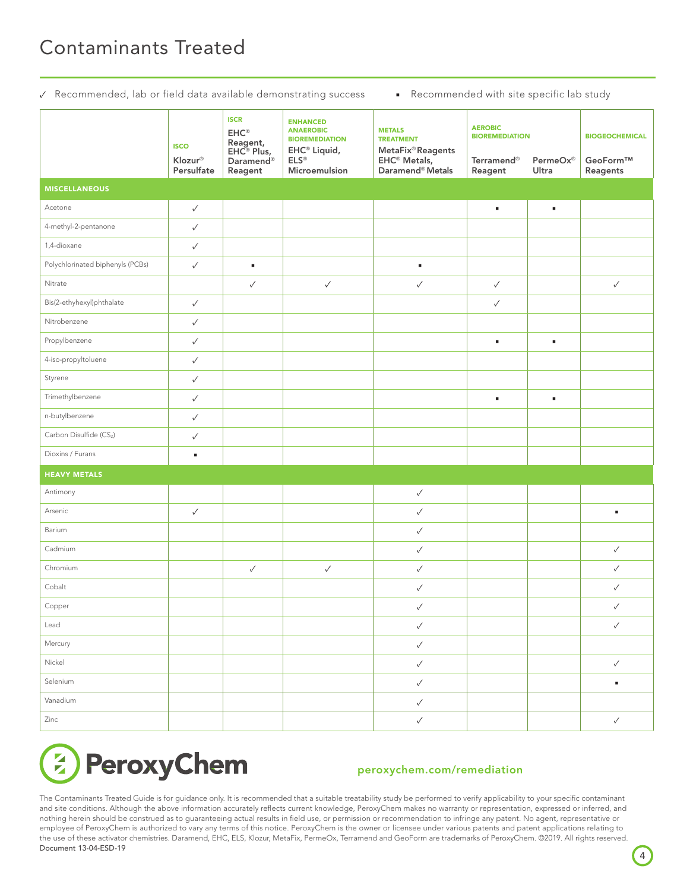# Contaminants Treated

✓ Recommended, lab or field data available demonstrating success  ▪ Recommended with site specific lab study

| | ISCO Klozur® Persulfate | ISCR EHC® Reagent, EHC® Plus, Daramend® Reagent | ENHANCED ANAEROBIC BIOREMEDIATION EHC® Liquid, ELS® Microemulsion | METALS TREATMENT MetaFix® Reagents EHC® Metals, Daramend® Metals | AEROBIC BIOREMEDIATION Terramend® Reagent | PermeOx® Ultra | BIOGEOCHEMICAL GeoForm™ Reagents |
|---|---|---|---|---|---|---|---|
| **MISCELLANEOUS** | | | | | | | |
| Acetone | ✓ | | | | ▪ | ▪ | |
| 4-methyl-2-pentanone | ✓ | | | | | | |
| 1,4-dioxane | ✓ | | | | | | |
| Polychlorinated biphenyls (PCBs) | ✓ | ▪ | | ▪ | | | |
| Nitrate | | ✓ | ✓ | ✓ | ✓ | | ✓ |
| Bis(2-ethyhexyl)phthalate | ✓ | | | | ✓ | | |
| Nitrobenzene | ✓ | | | | | | |
| Propylbenzene | ✓ | | | | ▪ | ▪ | |
| 4-iso-propyltoluene | ✓ | | | | | | |
| Styrene | ✓ | | | | | | |
| Trimethylbenzene | ✓ | | | | ▪ | ▪ | |
| n-butylbenzene | ✓ | | | | | | |
| Carbon Disulfide ($CS_2$) | ✓ | | | | | | |
| Dioxins / Furans | ▪ | | | | | | |
| **HEAVY METALS** | | | | | | | |
| Antimony | | | | ✓ | | | |
| Arsenic | ✓ | | | ✓ | | | ▪ |
| Barium | | | | ✓ | | | |
| Cadmium | | | | ✓ | | | ✓ |
| Chromium | | ✓ | ✓ | ✓ | | | ✓ |
| Cobalt | | | | ✓ | | | ✓ |
| Copper | | | | ✓ | | | ✓ |
| Lead | | | | ✓ | | | ✓ |
| Mercury | | | | ✓ | | | |
| Nickel | | | | ✓ | | | ✓ |
| Selenium | | | | ✓ | | | ▪ |
| Vanadium | | | | ✓ | | | |
| Zinc | | | | ✓ | | | ✓ |

PeroxyChem

peroxychem.com/remediation

The Contaminants Treated Guide is for guidance only. It is recommended that a suitable treatability study be performed to verify applicability to your specific contaminant and site conditions. Although the above information accurately reflects current knowledge, PeroxyChem makes no warranty or representation, expressed or inferred, and nothing herein should be construed as to guaranteeing actual results in field use, or permission or recommendation to infringe any patent. No agent, representative or employee of PeroxyChem is authorized to vary any terms of this notice. PeroxyChem is the owner or licensee under various patents and patent applications relating to the use of these activator chemistries. Daramend, EHC, ELS, Klozur, MetaFix, PermeOx, Terramend and GeoForm are trademarks of PeroxyChem. ©2019. All rights reserved.
Document 13-04-ESD-19